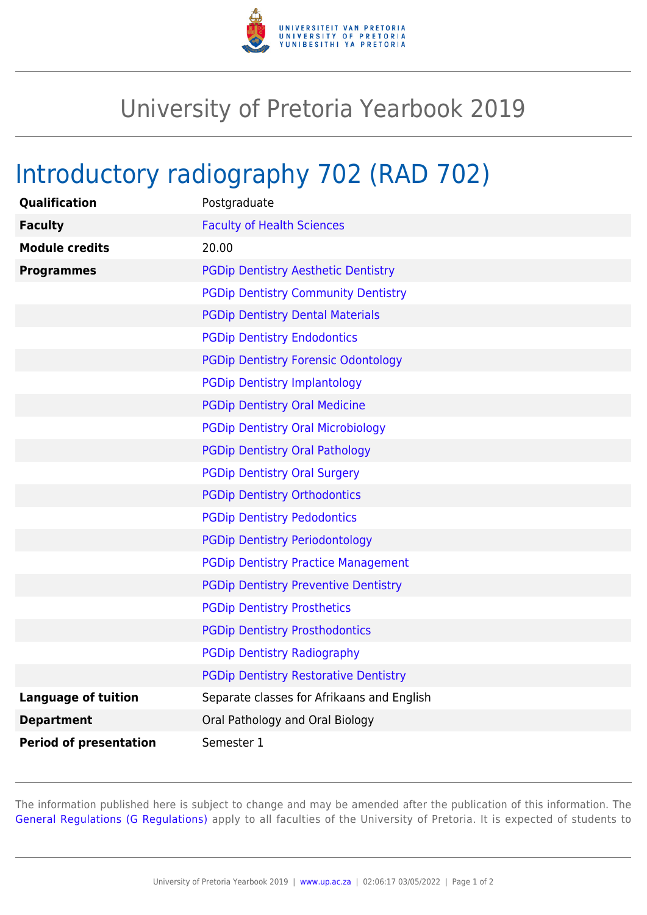# University of Pretoria Yearbook 2019

## Introductory radiography 702 (RAD 702)

| | |
|---|---|
| **Qualification** | Postgraduate |
| **Faculty** | Faculty of Health Sciences |
| **Module credits** | 20.00 |
| **Programmes** | PGDip Dentistry Aesthetic Dentistry |
| | PGDip Dentistry Community Dentistry |
| | PGDip Dentistry Dental Materials |
| | PGDip Dentistry Endodontics |
| | PGDip Dentistry Forensic Odontology |
| | PGDip Dentistry Implantology |
| | PGDip Dentistry Oral Medicine |
| | PGDip Dentistry Oral Microbiology |
| | PGDip Dentistry Oral Pathology |
| | PGDip Dentistry Oral Surgery |
| | PGDip Dentistry Orthodontics |
| | PGDip Dentistry Pedodontics |
| | PGDip Dentistry Periodontology |
| | PGDip Dentistry Practice Management |
| | PGDip Dentistry Preventive Dentistry |
| | PGDip Dentistry Prosthetics |
| | PGDip Dentistry Prosthodontics |
| | PGDip Dentistry Radiography |
| | PGDip Dentistry Restorative Dentistry |
| **Language of tuition** | Separate classes for Afrikaans and English |
| **Department** | Oral Pathology and Oral Biology |
| **Period of presentation** | Semester 1 |

The information published here is subject to change and may be amended after the publication of this information. The General Regulations (G Regulations) apply to all faculties of the University of Pretoria. It is expected of students to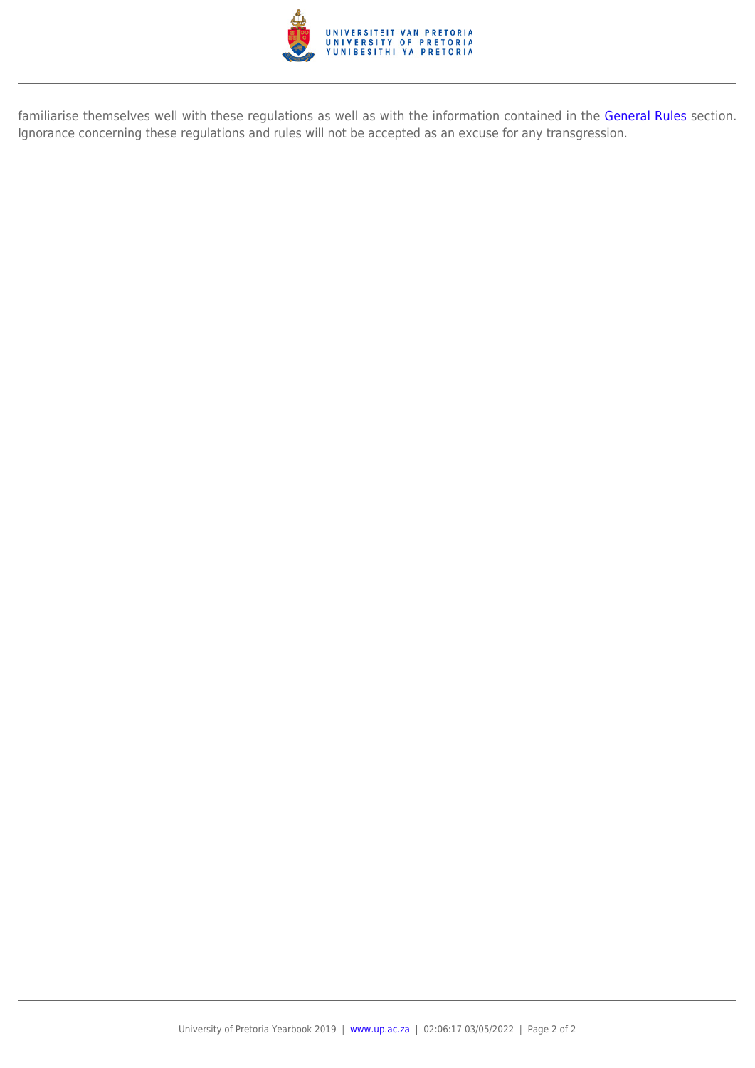familiarise themselves well with these regulations as well as with the information contained in the General Rules section. Ignorance concerning these regulations and rules will not be accepted as an excuse for any transgression.